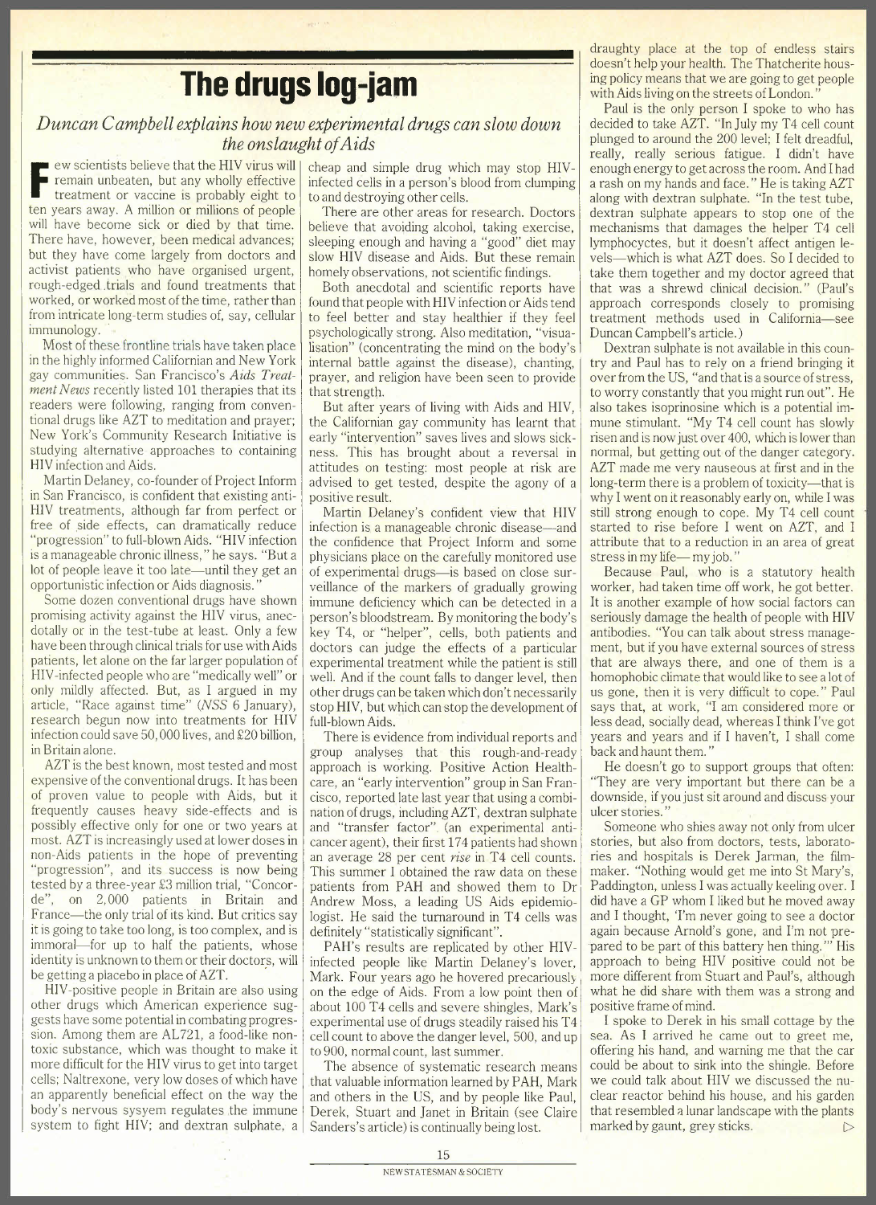# The drugs log-jam

*Duncan Campbell explains how new experimental drugs can slow down the onslaught of Aids*

Few scientists believe that the HIV virus will remain unbeaten, but any wholly effective treatment or vaccine is probably eight to ten years away. A million or millions of people will have become sick or died by that time. There have, however, been medical advances; but they have come largely from doctors and activist patients who have organised urgent, rough-edged trials and found treatments that worked, or worked most of the time, rather than from intricate long-term studies of, say, cellular immunology.

Most of these frontline trials have taken place in the highly informed Californian and New York gay communities. San Francisco's *Aids Treatment News* recently listed 101 therapies that its readers were following, ranging from conventional drugs like AZT to meditation and prayer; New York's Community Research Initiative is studying alternative approaches to containing HIV infection and Aids.

Martin Delaney, co-founder of Project Inform in San Francisco, is confident that existing anti-HIV treatments, although far from perfect or free of side effects, can dramatically reduce "progression" to full-blown Aids. "HIV infection is a manageable chronic illness," he says. "But a lot of people leave it too late—until they get an opportunistic infection or Aids diagnosis."

Some dozen conventional drugs have shown promising activity against the HIV virus, anecdotally or in the test-tube at least. Only a few have been through clinical trials for use with Aids patients, let alone on the far larger population of HIV-infected people who are "medically well" or only mildly affected. But, as I argued in my article, "Race against time" (*NSS* 6 January), research begun now into treatments for HIV infection could save 50,000 lives, and £20 billion, in Britain alone.

AZT is the best known, most tested and most expensive of the conventional drugs. It has been of proven value to people with Aids, but it frequently causes heavy side-effects and is possibly effective only for one or two years at most. AZT is increasingly used at lower doses in non-Aids patients in the hope of preventing "progression", and its success is now being tested by a three-year £3 million trial, "Concorde", on 2,000 patients in Britain and France—the only trial of its kind. But critics say it is going to take too long, is too complex, and is immoral—for up to half the patients, whose identity is unknown to them or their doctors, will be getting a placebo in place of AZT.

HIV-positive people in Britain are also using other drugs which American experience suggests have some potential in combating progression. Among them are AL721, a food-like non-toxic substance, which was thought to make it more difficult for the HIV virus to get into target cells; Naltrexone, very low doses of which have an apparently beneficial effect on the way the body's nervous sysyem regulates the immune system to fight HIV; and dextran sulphate, a cheap and simple drug which may stop HIV-infected cells in a person's blood from clumping to and destroying other cells.

There are other areas for research. Doctors believe that avoiding alcohol, taking exercise, sleeping enough and having a "good" diet may slow HIV disease and Aids. But these remain homely observations, not scientific findings.

Both anecdotal and scientific reports have found that people with HIV infection or Aids tend to feel better and stay healthier if they feel psychologically strong. Also meditation, "visualisation" (concentrating the mind on the body's internal battle against the disease), chanting, prayer, and religion have been seen to provide that strength.

But after years of living with Aids and HIV, the Californian gay community has learnt that early "intervention" saves lives and slows sickness. This has brought about a reversal in attitudes on testing: most people at risk are advised to get tested, despite the agony of a positive result.

Martin Delaney's confident view that HIV infection is a manageable chronic disease—and the confidence that Project Inform and some physicians place on the carefully monitored use of experimental drugs—is based on close surveillance of the markers of gradually growing immune deficiency which can be detected in a person's bloodstream. By monitoring the body's key T4, or "helper", cells, both patients and doctors can judge the effects of a particular experimental treatment while the patient is still well. And if the count falls to danger level, then other drugs can be taken which don't necessarily stop HIV, but which can stop the development of full-blown Aids.

There is evidence from individual reports and group analyses that this rough-and-ready approach is working. Positive Action Healthcare, an "early intervention" group in San Francisco, reported late last year that using a combination of drugs, including AZT, dextran sulphate and "transfer factor" (an experimental anti-cancer agent), their first 174 patients had shown an average 28 per cent *rise* in T4 cell counts. This summer I obtained the raw data on these patients from PAH and showed them to Dr Andrew Moss, a leading US Aids epidemiologist. He said the turnaround in T4 cells was definitely "statistically significant".

PAH's results are replicated by other HIV-infected people like Martin Delaney's lover, Mark. Four years ago he hovered precariously on the edge of Aids. From a low point then of about 100 T4 cells and severe shingles, Mark's experimental use of drugs steadily raised his T4 cell count to above the danger level, 500, and up to 900, normal count, last summer.

The absence of systematic research means that valuable information learned by PAH, Mark and others in the US, and by people like Paul, Derek, Stuart and Janet in Britain (see Claire Sanders's article) is continually being lost.

draughty place at the top of endless stairs doesn't help your health. The Thatcherite housing policy means that we are going to get people with Aids living on the streets of London."

Paul is the only person I spoke to who has decided to take AZT. "In July my T4 cell count plunged to around the 200 level; I felt dreadful, really, really serious fatigue. I didn't have enough energy to get across the room. And I had a rash on my hands and face." He is taking AZT along with dextran sulphate. "In the test tube, dextran sulphate appears to stop one of the mechanisms that damages the helper T4 cell lymphocytes, but it doesn't affect antigen levels—which is what AZT does. So I decided to take them together and my doctor agreed that that was a shrewd clinical decision." (Paul's approach corresponds closely to promising treatment methods used in California—see Duncan Campbell's article.)

Dextran sulphate is not available in this country and Paul has to rely on a friend bringing it over from the US, "and that is a source of stress, to worry constantly that you might run out". He also takes isoprinosine which is a potential immune stimulant. "My T4 cell count has slowly risen and is now just over 400, which is lower than normal, but getting out of the danger category. AZT made me very nauseous at first and in the long-term there is a problem of toxicity—that is why I went on it reasonably early on, while I was still strong enough to cope. My T4 cell count started to rise before I went on AZT, and I attribute that to a reduction in an area of great stress in my life—my job."

Because Paul, who is a statutory health worker, had taken time off work, he got better. It is another example of how social factors can seriously damage the health of people with HIV antibodies. "You can talk about stress management, but if you have external sources of stress that are always there, and one of them is a homophobic climate that would like to see a lot of us gone, then it is very difficult to cope." Paul says that, at work, "I am considered more or less dead, socially dead, whereas I think I've got years and years and if I haven't, I shall come back and haunt them."

He doesn't go to support groups that often: "They are very important but there can be a downside, if you just sit around and discuss your ulcer stories."

Someone who shies away not only from ulcer stories, but also from doctors, tests, laboratories and hospitals is Derek Jarman, the film-maker. "Nothing would get me into St Mary's, Paddington, unless I was actually keeling over. I did have a GP whom I liked but he moved away and I thought, 'I'm never going to see a doctor again because Arnold's gone, and I'm not prepared to be part of this battery hen thing.'" His approach to being HIV positive could not be more different from Stuart and Paul's, although what he did share with them was a strong and positive frame of mind.

I spoke to Derek in his small cottage by the sea. As I arrived he came out to greet me, offering his hand, and warning me that the car could be about to sink into the shingle. Before we could talk about HIV we discussed the nuclear reactor behind his house, and his garden that resembled a lunar landscape with the plants marked by gaunt, grey sticks. ▷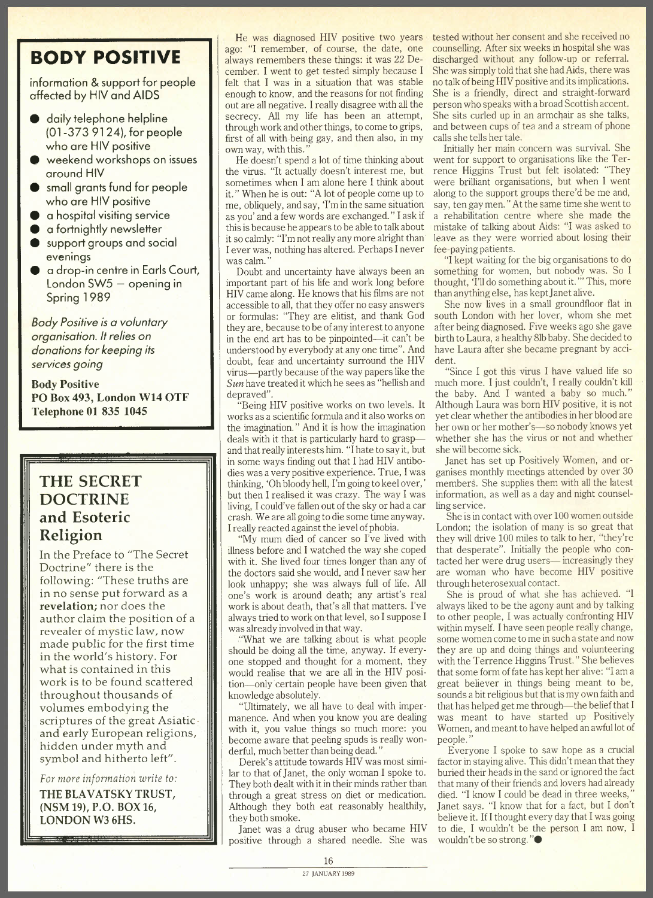## BODY POSITIVE

information & support for people affected by HIV and AIDS

- daily telephone helpline (01-373 9124), for people who are HIV positive
- weekend workshops on issues around HIV
- small grants fund for people who are HIV positive
- a hospital visiting service
- a fortnightly newsletter
- support groups and social evenings
- a drop-in centre in Earls Court, London SW5 – opening in Spring 1989

*Body Positive is a voluntary organisation. It relies on donations for keeping its services going*

**Body Positive**
**PO Box 493, London W14 OTF**
**Telephone 01 835 1045**

## THE SECRET DOCTRINE and Esoteric Religion

In the Preface to "The Secret Doctrine" there is the following: "These truths are in no sense put forward as a **revelation**; nor does the author claim the position of a revealer of mystic law, now made public for the first time in the world's history. For what is contained in this work is to be found scattered throughout thousands of volumes embodying the scriptures of the great Asiatic and early European religions, hidden under myth and symbol and hitherto left".

*For more information write to:*

**THE BLAVATSKY TRUST, (NSM 19), P.O. BOX 16, LONDON W3 6HS.**

---

He was diagnosed HIV positive two years ago: "I remember, of course, the date, one always remembers these things: it was 22 December. I went to get tested simply because I felt that I was in a situation that was stable enough to know, and the reasons for not finding out are all negative. I really disagree with all the secrecy. All my life has been an attempt, through work and other things, to come to grips, first of all with being gay, and then also, in my own way, with this."

He doesn't spend a lot of time thinking about the virus. "It actually doesn't interest me, but sometimes when I am alone here I think about it." When he is out: "A lot of people come up to me, obliquely, and say, 'I'm in the same situation as you' and a few words are exchanged." I ask if this is because he appears to be able to talk about it so calmly: "I'm not really any more alright than I ever was, nothing has altered. Perhaps I never was calm."

Doubt and uncertainty have always been an important part of his life and work long before HIV came along. He knows that his films are not accessible to all, that they offer no easy answers or formulas: "They are elitist, and thank God they are, because to be of any interest to anyone in the end art has to be pinpointed—it can't be understood by everybody at any one time". And doubt, fear and uncertainty surround the HIV virus—partly because of the way papers like the *Sun* have treated it which he sees as "hellish and depraved".

"Being HIV positive works on two levels. It works as a scientific formula and it also works on the imagination." And it is how the imagination deals with it that is particularly hard to grasp—and that really interests him. "I hate to say it, but in some ways finding out that I had HIV antibodies was a very positive experience. True, I was thinking, 'Oh bloody hell, I'm going to keel over,' but then I realised it was crazy. The way I was living, I could've fallen out of the sky or had a car crash. We are all going to die some time anyway. I really reacted against the level of phobia.

"My mum died of cancer so I've lived with illness before and I watched the way she coped with it. She lived four times longer than any of the doctors said she would, and I never saw her look unhappy; she was always full of life. All one's work is around death; any artist's real work is about death, that's all that matters. I've always tried to work on that level, so I suppose I was already involved in that way.

"What we are talking about is what people should be doing all the time, anyway. If everyone stopped and thought for a moment, they would realise that we are all in the HIV position—only certain people have been given that knowledge absolutely.

"Ultimately, we all have to deal with impermanence. And when you know you are dealing with it, you value things so much more: you become aware that peeling spuds is really wonderful, much better than being dead."

Derek's attitude towards HIV was most similar to that of Janet, the only woman I spoke to. They both dealt with it in their minds rather than through a great stress on diet or medication. Although they both eat reasonably healthily, they both smoke.

Janet was a drug abuser who became HIV positive through a shared needle. She was tested without her consent and she received no counselling. After six weeks in hospital she was discharged without any follow-up or referral. She was simply told that she had Aids, there was no talk of being HIV positive and its implications. She is a friendly, direct and straight-forward person who speaks with a broad Scottish accent. She sits curled up in an armchair as she talks, and between cups of tea and a stream of phone calls she tells her tale.

Initially her main concern was survival. She went for support to organisations like the Terrence Higgins Trust but felt isolated: "They were brilliant organisations, but when I went along to the support groups there'd be me and, say, ten gay men." At the same time she went to a rehabilitation centre where she made the mistake of talking about Aids: "I was asked to leave as they were worried about losing their fee-paying patients.

"I kept waiting for the big organisations to do something for women, but nobody was. So I thought, 'I'll do something about it.'" This, more than anything else, has kept Janet alive.

She now lives in a small groundfloor flat in south London with her lover, whom she met after being diagnosed. Five weeks ago she gave birth to Laura, a healthy 8lb baby. She decided to have Laura after she became pregnant by accident.

"Since I got this virus I have valued life so much more. I just couldn't, I really couldn't kill the baby. And I wanted a baby so much." Although Laura was born HIV positive, it is not yet clear whether the antibodies in her blood are her own or her mother's—so nobody knows yet whether she has the virus or not and whether she will become sick.

Janet has set up Positively Women, and organises monthly meetings attended by over 30 members. She supplies them with all the latest information, as well as a day and night counselling service.

She is in contact with over 100 women outside London; the isolation of many is so great that they will drive 100 miles to talk to her, "they're that desperate". Initially the people who contacted her were drug users— increasingly they are woman who have become HIV positive through heterosexual contact.

She is proud of what she has achieved. "I always liked to be the agony aunt and by talking to other people, I was actually confronting HIV within myself. I have seen people really change, some women come to me in such a state and now they are up and doing things and volunteering with the Terrence Higgins Trust." She believes that some form of fate has kept her alive: "I am a great believer in things being meant to be, sounds a bit religious but that is my own faith and that has helped get me through—the belief that I was meant to have started up Positively Women, and meant to have helped an awful lot of people."

Everyone I spoke to saw hope as a crucial factor in staying alive. This didn't mean that they buried their heads in the sand or ignored the fact that many of their friends and lovers had already died. "I know I could be dead in three weeks," Janet says. "I know that for a fact, but I don't believe it. If I thought every day that I was going to die, I wouldn't be the person I am now, I wouldn't be so strong."●